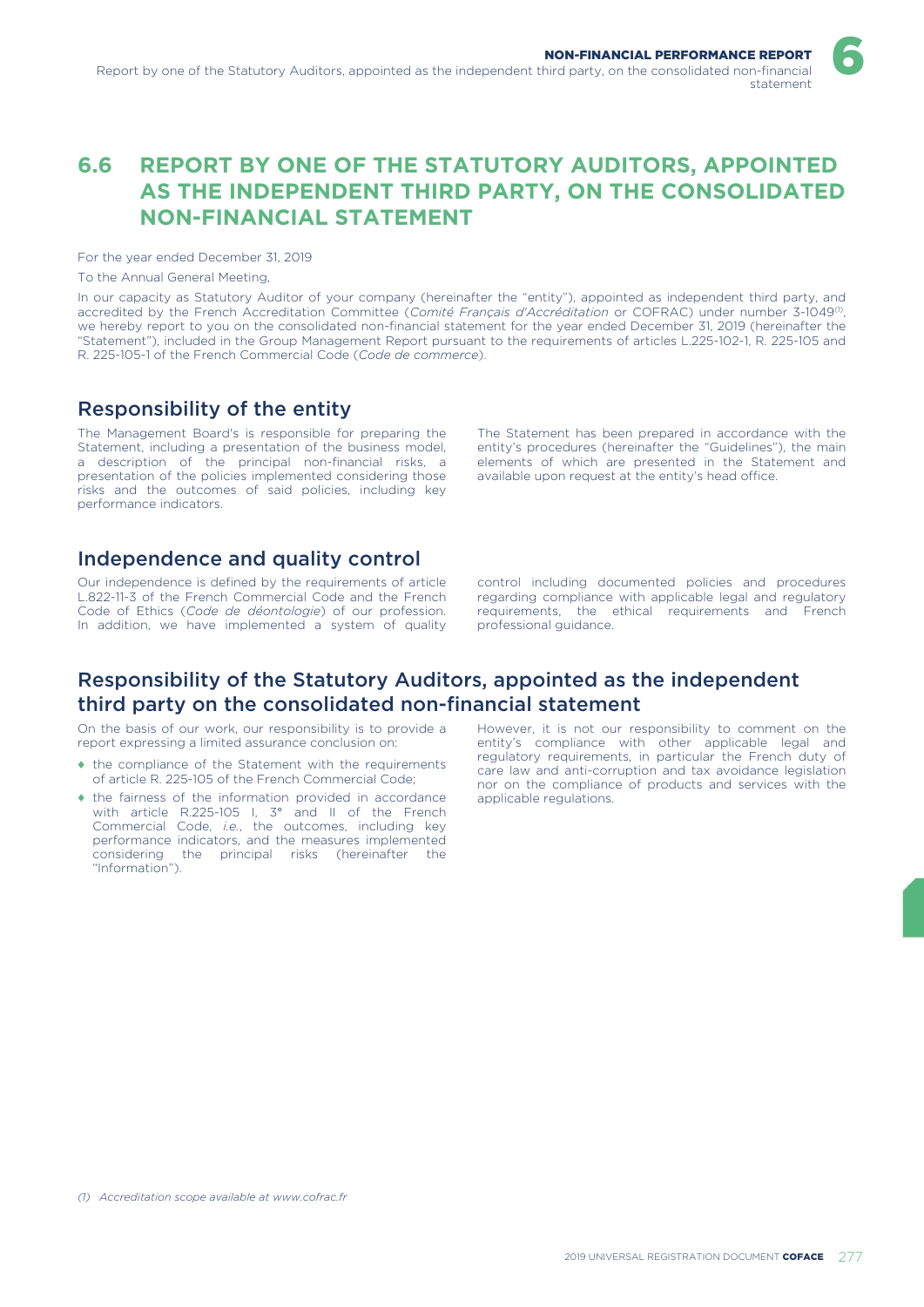## 6.6 REPORT BY ONE OF THE STATUTORY AUDITORS, APPOINTED AS THE INDEPENDENT THIRD PARTY, ON THE CONSOLIDATED NON-FINANCIAL STATEMENT

For the year ended December 31, 2019

To the Annual General Meeting,

In our capacity as Statutory Auditor of your company (hereinafter the "entity"), appointed as independent third party, and accredited by the French Accreditation Committee (*Comité Français d'Accréditation* or COFRAC) under number 3-1049[1], we hereby report to you on the consolidated non-financial statement for the year ended December 31, 2019 (hereinafter the "Statement"), included in the Group Management Report pursuant to the requirements of articles L.225-102-1, R. 225-105 and R. 225-105-1 of the French Commercial Code (*Code de commerce*).

### Responsibility of the entity

The Management Board's is responsible for preparing the Statement, including a presentation of the business model, a description of the principal non-financial risks, a presentation of the policies implemented considering those risks and the outcomes of said policies, including key performance indicators.

The Statement has been prepared in accordance with the entity's procedures (hereinafter the "Guidelines"), the main elements of which are presented in the Statement and available upon request at the entity's head office.

### Independence and quality control

Our independence is defined by the requirements of article L.822-11-3 of the French Commercial Code and the French Code of Ethics (*Code de déontologie*) of our profession. In addition, we have implemented a system of quality control including documented policies and procedures regarding compliance with applicable legal and regulatory requirements, the ethical requirements and French professional guidance.

### Responsibility of the Statutory Auditors, appointed as the independent third party on the consolidated non-financial statement

On the basis of our work, our responsibility is to provide a report expressing a limited assurance conclusion on:

- the compliance of the Statement with the requirements of article R. 225-105 of the French Commercial Code;
- the fairness of the information provided in accordance with article R.225-105 I, 3° and II of the French Commercial Code, *i.e.*, the outcomes, including key performance indicators, and the measures implemented considering the principal risks (hereinafter the "Information").

However, it is not our responsibility to comment on the entity's compliance with other applicable legal and regulatory requirements, in particular the French duty of care law and anti-corruption and tax avoidance legislation nor on the compliance of products and services with the applicable regulations.

*(1) Accreditation scope available at www.cofrac.fr*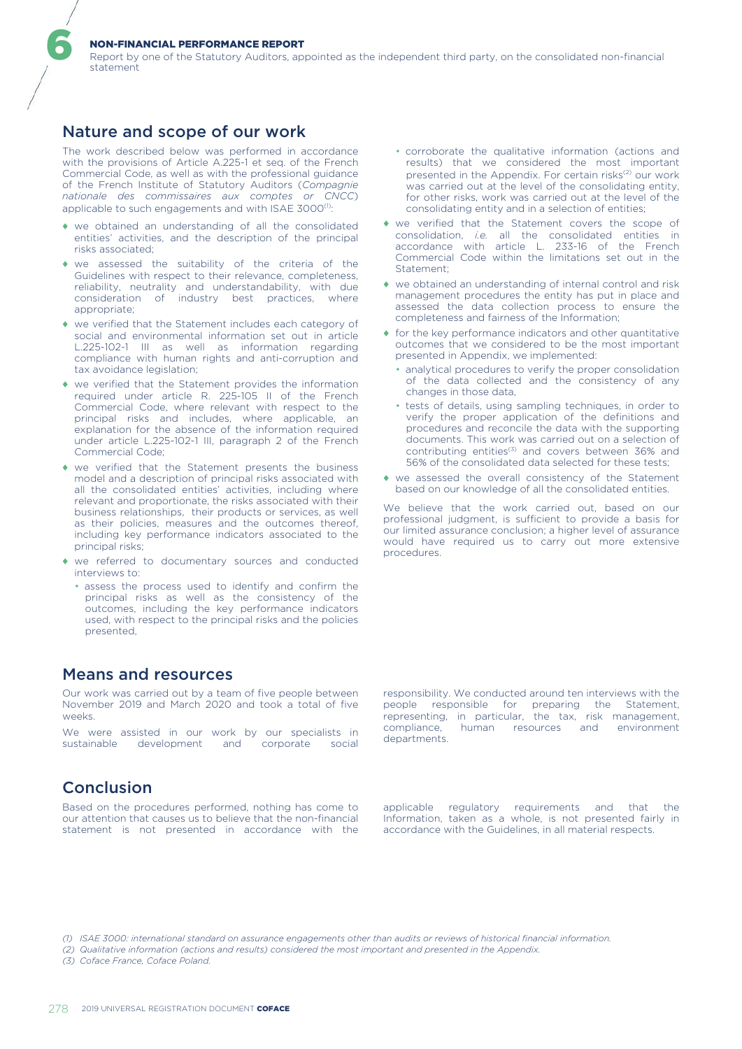## Nature and scope of our work

The work described below was performed in accordance with the provisions of Article A.225-1 et seq. of the French Commercial Code, as well as with the professional guidance of the French Institute of Statutory Auditors (*Compagnie nationale des commissaires aux comptes or CNCC*) applicable to such engagements and with ISAE 3000[(1)]:

- we obtained an understanding of all the consolidated entities' activities, and the description of the principal risks associated;
- we assessed the suitability of the criteria of the Guidelines with respect to their relevance, completeness, reliability, neutrality and understandability, with due consideration of industry best practices, where appropriate;
- we verified that the Statement includes each category of social and environmental information set out in article L.225-102-1 III as well as information regarding compliance with human rights and anti-corruption and tax avoidance legislation;
- we verified that the Statement provides the information required under article R. 225-105 II of the French Commercial Code, where relevant with respect to the principal risks and includes, where applicable, an explanation for the absence of the information required under article L.225-102-1 III, paragraph 2 of the French Commercial Code;
- we verified that the Statement presents the business model and a description of principal risks associated with all the consolidated entities' activities, including where relevant and proportionate, the risks associated with their business relationships, their products or services, as well as their policies, measures and the outcomes thereof, including key performance indicators associated to the principal risks;
- we referred to documentary sources and conducted interviews to:
  - assess the process used to identify and confirm the principal risks as well as the consistency of the outcomes, including the key performance indicators used, with respect to the principal risks and the policies presented,
  - corroborate the qualitative information (actions and results) that we considered the most important presented in the Appendix. For certain risks[(2)] our work was carried out at the level of the consolidating entity, for other risks, work was carried out at the level of the consolidating entity and in a selection of entities;
- we verified that the Statement covers the scope of consolidation, *i.e.* all the consolidated entities in accordance with article L. 233-16 of the French Commercial Code within the limitations set out in the Statement;
- we obtained an understanding of internal control and risk management procedures the entity has put in place and assessed the data collection process to ensure the completeness and fairness of the Information;
- for the key performance indicators and other quantitative outcomes that we considered to be the most important presented in Appendix, we implemented:
  - analytical procedures to verify the proper consolidation of the data collected and the consistency of any changes in those data,
  - tests of details, using sampling techniques, in order to verify the proper application of the definitions and procedures and reconcile the data with the supporting documents. This work was carried out on a selection of contributing entities[(3)] and covers between 36% and 56% of the consolidated data selected for these tests;
- we assessed the overall consistency of the Statement based on our knowledge of all the consolidated entities.

We believe that the work carried out, based on our professional judgment, is sufficient to provide a basis for our limited assurance conclusion; a higher level of assurance would have required us to carry out more extensive procedures.

## Means and resources

Our work was carried out by a team of five people between November 2019 and March 2020 and took a total of five weeks.

We were assisted in our work by our specialists in sustainable development and corporate social responsibility. We conducted around ten interviews with the people responsible for preparing the Statement, representing, in particular, the tax, risk management, compliance, human resources and environment departments.

## Conclusion

Based on the procedures performed, nothing has come to our attention that causes us to believe that the non-financial statement is not presented in accordance with the applicable regulatory requirements and that the Information, taken as a whole, is not presented fairly in accordance with the Guidelines, in all material respects.

*(1) ISAE 3000: international standard on assurance engagements other than audits or reviews of historical financial information.*

*(2) Qualitative information (actions and results) considered the most important and presented in the Appendix.*

*(3) Coface France, Coface Poland.*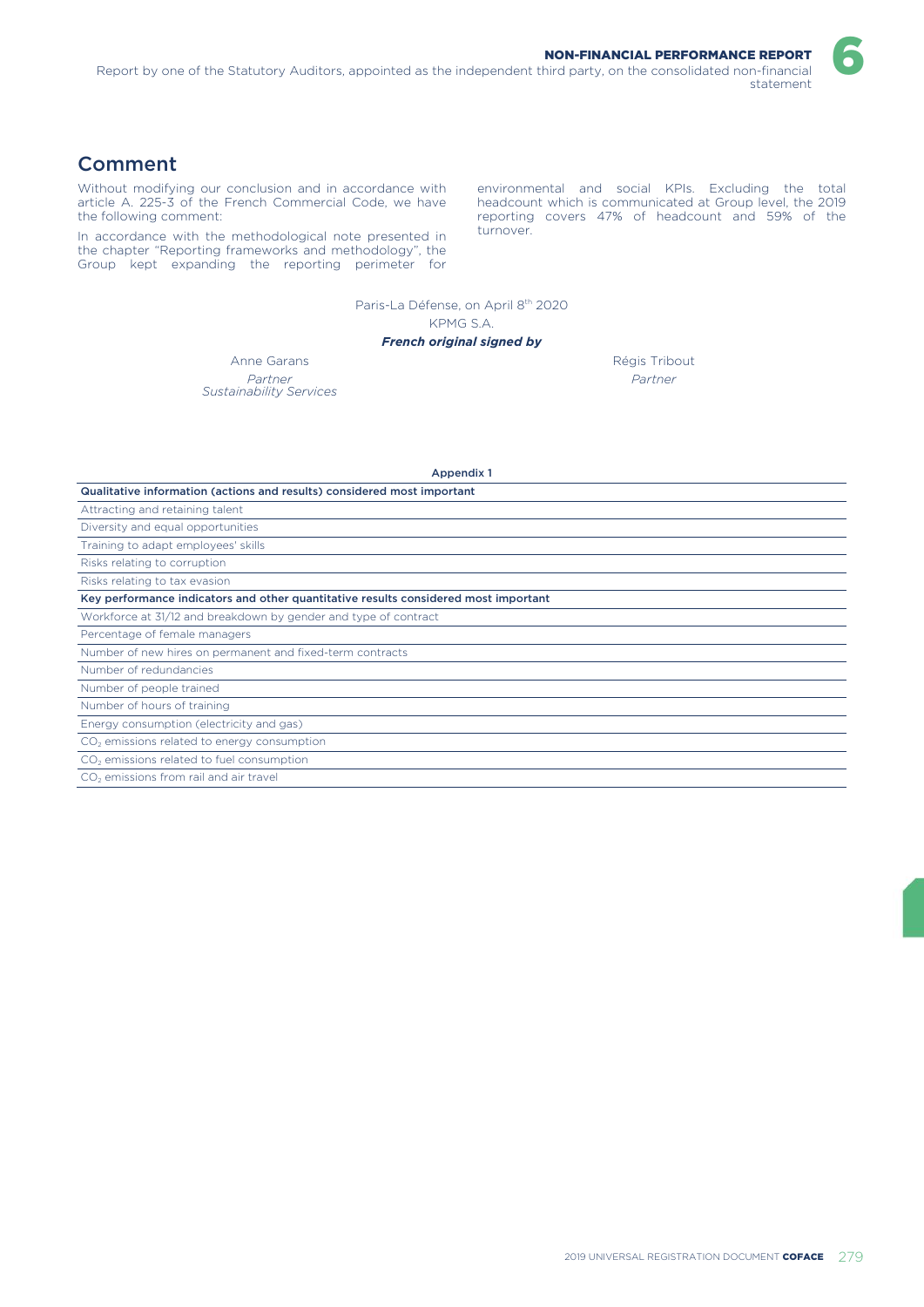## Comment

Without modifying our conclusion and in accordance with article A. 225-3 of the French Commercial Code, we have the following comment:

In accordance with the methodological note presented in the chapter "Reporting frameworks and methodology", the Group kept expanding the reporting perimeter for environmental and social KPIs. Excluding the total headcount which is communicated at Group level, the 2019 reporting covers 47% of headcount and 59% of the turnover.

Paris-La Défense, on April 8th 2020

KPMG S.A.

***French original signed by***

Anne Garans
*Partner*
*Sustainability Services*

Régis Tribout
*Partner*

**Appendix 1**

| **Qualitative information (actions and results) considered most important** |
|---|
| Attracting and retaining talent |
| Diversity and equal opportunities |
| Training to adapt employees' skills |
| Risks relating to corruption |
| Risks relating to tax evasion |
| **Key performance indicators and other quantitative results considered most important** |
| Workforce at 31/12 and breakdown by gender and type of contract |
| Percentage of female managers |
| Number of new hires on permanent and fixed-term contracts |
| Number of redundancies |
| Number of people trained |
| Number of hours of training |
| Energy consumption (electricity and gas) |
| $CO_2$ emissions related to energy consumption |
| $CO_2$ emissions related to fuel consumption |
| $CO_2$ emissions from rail and air travel |